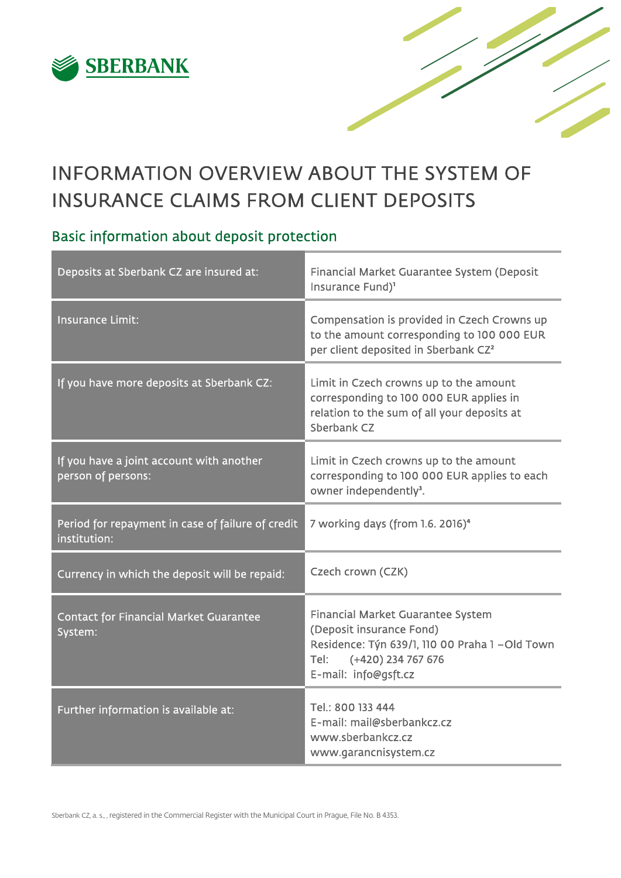SBERBANK

# INFORMATION OVERVIEW ABOUT THE SYSTEM OF INSURANCE CLAIMS FROM CLIENT DEPOSITS

## Basic information about deposit protection

| | |
|---|---|
| Deposits at Sberbank CZ are insured at: | Financial Market Guarantee System (Deposit Insurance Fund)[1] |
| Insurance Limit: | Compensation is provided in Czech Crowns up to the amount corresponding to 100 000 EUR per client deposited in Sberbank CZ[2] |
| If you have more deposits at Sberbank CZ: | Limit in Czech crowns up to the amount corresponding to 100 000 EUR applies in relation to the sum of all your deposits at Sberbank CZ |
| If you have a joint account with another person of persons: | Limit in Czech crowns up to the amount corresponding to 100 000 EUR applies to each owner independently[3]. |
| Period for repayment in case of failure of credit institution: | 7 working days (from 1.6. 2016)[4] |
| Currency in which the deposit will be repaid: | Czech crown (CZK) |
| Contact for Financial Market Guarantee System: | Financial Market Guarantee System (Deposit insurance Fond)<br>Residence: Týn 639/1, 110 00 Praha 1 –Old Town<br>Tel: (+420) 234 767 676<br>E-mail: info@gsft.cz |
| Further information is available at: | Tel.: 800 133 444<br>E-mail: mail@sberbankcz.cz<br>www.sberbankcz.cz<br>www.garancnisystem.cz |

Sberbank CZ, a. s., , registered in the Commercial Register with the Municipal Court in Prague, File No. B 4353.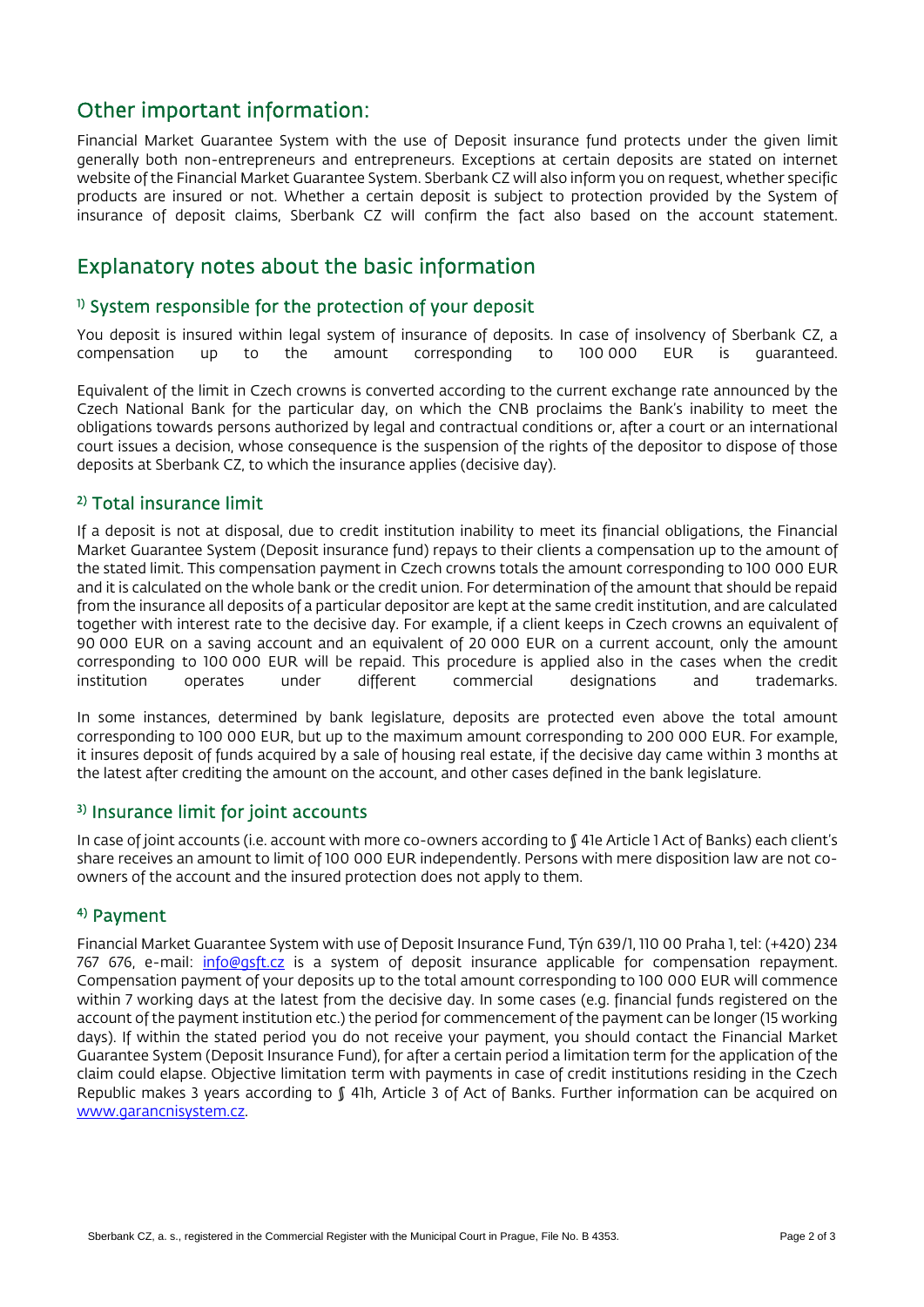## Other important information:

Financial Market Guarantee System with the use of Deposit insurance fund protects under the given limit generally both non-entrepreneurs and entrepreneurs. Exceptions at certain deposits are stated on internet website of the Financial Market Guarantee System. Sberbank CZ will also inform you on request, whether specific products are insured or not. Whether a certain deposit is subject to protection provided by the System of insurance of deposit claims, Sberbank CZ will confirm the fact also based on the account statement.

## Explanatory notes about the basic information

### 1) System responsible for the protection of your deposit

You deposit is insured within legal system of insurance of deposits. In case of insolvency of Sberbank CZ, a compensation up to the amount corresponding to 100 000 EUR is guaranteed.

Equivalent of the limit in Czech crowns is converted according to the current exchange rate announced by the Czech National Bank for the particular day, on which the CNB proclaims the Bank's inability to meet the obligations towards persons authorized by legal and contractual conditions or, after a court or an international court issues a decision, whose consequence is the suspension of the rights of the depositor to dispose of those deposits at Sberbank CZ, to which the insurance applies (decisive day).

### 2) Total insurance limit

If a deposit is not at disposal, due to credit institution inability to meet its financial obligations, the Financial Market Guarantee System (Deposit insurance fund) repays to their clients a compensation up to the amount of the stated limit. This compensation payment in Czech crowns totals the amount corresponding to 100 000 EUR and it is calculated on the whole bank or the credit union. For determination of the amount that should be repaid from the insurance all deposits of a particular depositor are kept at the same credit institution, and are calculated together with interest rate to the decisive day. For example, if a client keeps in Czech crowns an equivalent of 90 000 EUR on a saving account and an equivalent of 20 000 EUR on a current account, only the amount corresponding to 100 000 EUR will be repaid. This procedure is applied also in the cases when the credit institution operates under different commercial designations and trademarks.

In some instances, determined by bank legislature, deposits are protected even above the total amount corresponding to 100 000 EUR, but up to the maximum amount corresponding to 200 000 EUR. For example, it insures deposit of funds acquired by a sale of housing real estate, if the decisive day came within 3 months at the latest after crediting the amount on the account, and other cases defined in the bank legislature.

### 3) Insurance limit for joint accounts

In case of joint accounts (i.e. account with more co-owners according to § 41e Article 1 Act of Banks) each client's share receives an amount to limit of 100 000 EUR independently. Persons with mere disposition law are not co-owners of the account and the insured protection does not apply to them.

### 4) Payment

Financial Market Guarantee System with use of Deposit Insurance Fund, Týn 639/1, 110 00 Praha 1, tel: (+420) 234 767 676, e-mail: info@gsft.cz is a system of deposit insurance applicable for compensation repayment. Compensation payment of your deposits up to the total amount corresponding to 100 000 EUR will commence within 7 working days at the latest from the decisive day. In some cases (e.g. financial funds registered on the account of the payment institution etc.) the period for commencement of the payment can be longer (15 working days). If within the stated period you do not receive your payment, you should contact the Financial Market Guarantee System (Deposit Insurance Fund), for after a certain period a limitation term for the application of the claim could elapse. Objective limitation term with payments in case of credit institutions residing in the Czech Republic makes 3 years according to § 41h, Article 3 of Act of Banks. Further information can be acquired on www.garancnisystem.cz.

Sberbank CZ, a. s., registered in the Commercial Register with the Municipal Court in Prague, File No. B 4353.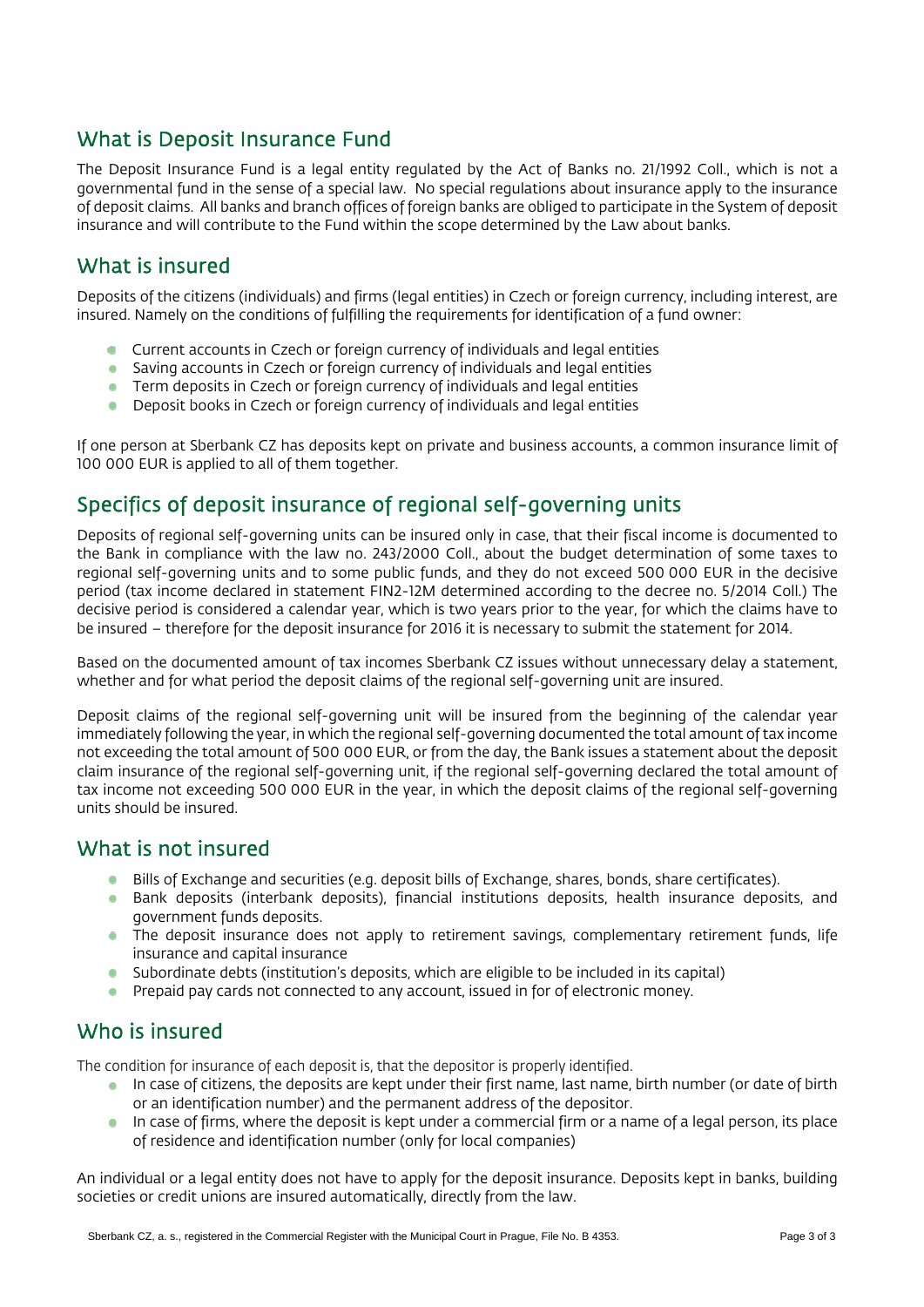## What is Deposit Insurance Fund

The Deposit Insurance Fund is a legal entity regulated by the Act of Banks no. 21/1992 Coll., which is not a governmental fund in the sense of a special law.  No special regulations about insurance apply to the insurance of deposit claims.  All banks and branch offices of foreign banks are obliged to participate in the System of deposit insurance and will contribute to the Fund within the scope determined by the Law about banks.

## What is insured

Deposits of the citizens (individuals) and firms (legal entities) in Czech or foreign currency, including interest, are insured. Namely on the conditions of fulfilling the requirements for identification of a fund owner:

- Current accounts in Czech or foreign currency of individuals and legal entities
- Saving accounts in Czech or foreign currency of individuals and legal entities
- Term deposits in Czech or foreign currency of individuals and legal entities
- Deposit books in Czech or foreign currency of individuals and legal entities

If one person at Sberbank CZ has deposits kept on private and business accounts, a common insurance limit of 100 000 EUR is applied to all of them together.

## Specifics of deposit insurance of regional self-governing units

Deposits of regional self-governing units can be insured only in case, that their fiscal income is documented to the Bank in compliance with the law no. 243/2000 Coll., about the budget determination of some taxes to regional self-governing units and to some public funds, and they do not exceed 500 000 EUR in the decisive period (tax income declared in statement FIN2-12M determined according to the decree no. 5/2014 Coll.) The decisive period is considered a calendar year, which is two years prior to the year, for which the claims have to be insured – therefore for the deposit insurance for 2016 it is necessary to submit the statement for 2014.

Based on the documented amount of tax incomes Sberbank CZ issues without unnecessary delay a statement, whether and for what period the deposit claims of the regional self-governing unit are insured.

Deposit claims of the regional self-governing unit will be insured from the beginning of the calendar year immediately following the year, in which the regional self-governing documented the total amount of tax income not exceeding the total amount of 500 000 EUR, or from the day, the Bank issues a statement about the deposit claim insurance of the regional self-governing unit, if the regional self-governing declared the total amount of tax income not exceeding 500 000 EUR in the year, in which the deposit claims of the regional self-governing units should be insured.

## What is not insured

- Bills of Exchange and securities (e.g. deposit bills of Exchange, shares, bonds, share certificates).
- Bank deposits (interbank deposits), financial institutions deposits, health insurance deposits, and government funds deposits.
- The deposit insurance does not apply to retirement savings, complementary retirement funds, life insurance and capital insurance
- Subordinate debts (institution's deposits, which are eligible to be included in its capital)
- Prepaid pay cards not connected to any account, issued in for of electronic money.

## Who is insured

The condition for insurance of each deposit is, that the depositor is properly identified.

- In case of citizens, the deposits are kept under their first name, last name, birth number (or date of birth or an identification number) and the permanent address of the depositor.
- In case of firms, where the deposit is kept under a commercial firm or a name of a legal person, its place of residence and identification number (only for local companies)

An individual or a legal entity does not have to apply for the deposit insurance. Deposits kept in banks, building societies or credit unions are insured automatically, directly from the law.

Sberbank CZ, a. s., registered in the Commercial Register with the Municipal Court in Prague, File No. B 4353.